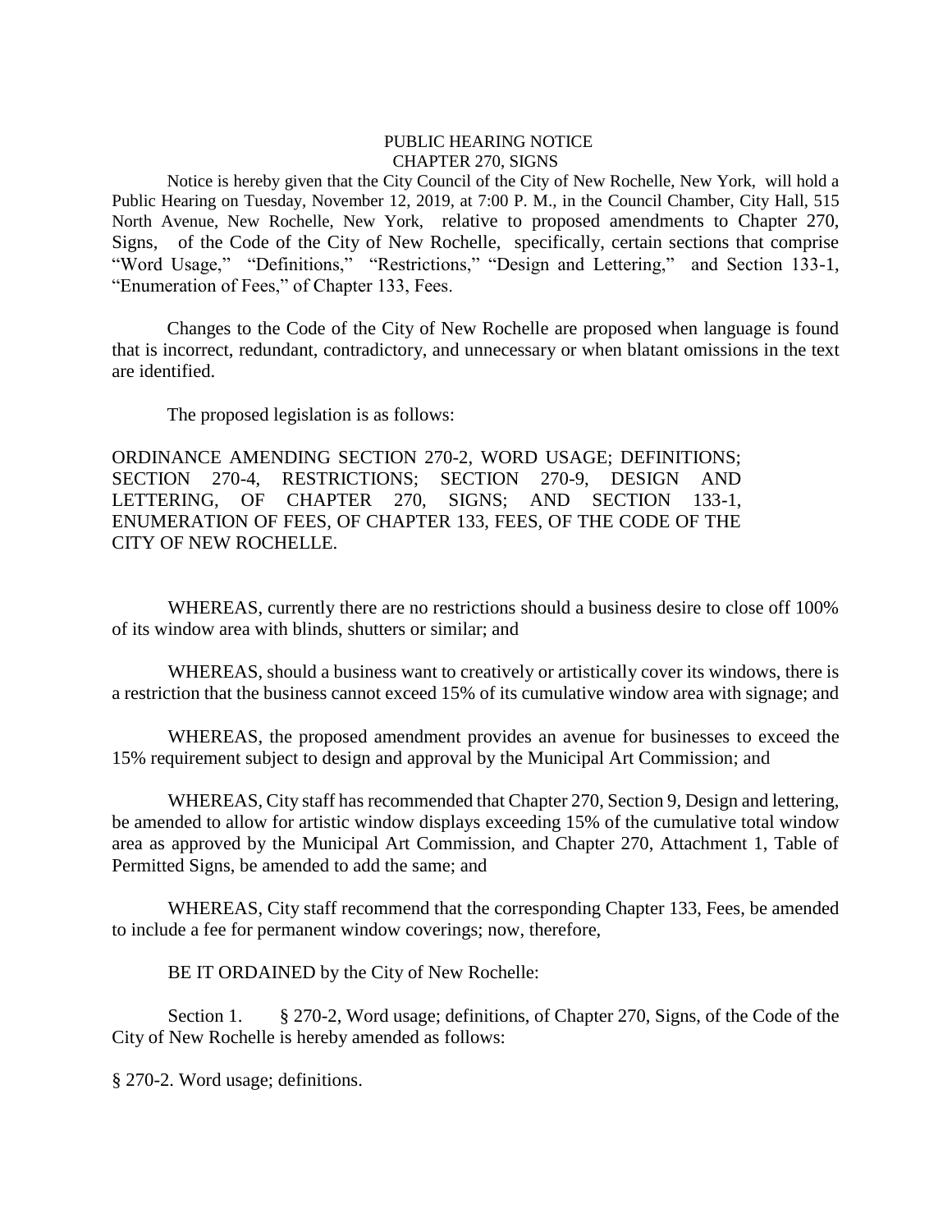# PUBLIC HEARING NOTICE
## CHAPTER 270, SIGNS

Notice is hereby given that the City Council of the City of New Rochelle, New York, will hold a Public Hearing on Tuesday, November 12, 2019, at 7:00 P. M., in the Council Chamber, City Hall, 515 North Avenue, New Rochelle, New York, relative to proposed amendments to Chapter 270, Signs, of the Code of the City of New Rochelle, specifically, certain sections that comprise "Word Usage," "Definitions," "Restrictions," "Design and Lettering," and Section 133-1, "Enumeration of Fees," of Chapter 133, Fees.

Changes to the Code of the City of New Rochelle are proposed when language is found that is incorrect, redundant, contradictory, and unnecessary or when blatant omissions in the text are identified.

The proposed legislation is as follows:

ORDINANCE AMENDING SECTION 270-2, WORD USAGE; DEFINITIONS; SECTION 270-4, RESTRICTIONS; SECTION 270-9, DESIGN AND LETTERING, OF CHAPTER 270, SIGNS; AND SECTION 133-1, ENUMERATION OF FEES, OF CHAPTER 133, FEES, OF THE CODE OF THE CITY OF NEW ROCHELLE.

WHEREAS, currently there are no restrictions should a business desire to close off 100% of its window area with blinds, shutters or similar; and

WHEREAS, should a business want to creatively or artistically cover its windows, there is a restriction that the business cannot exceed 15% of its cumulative window area with signage; and

WHEREAS, the proposed amendment provides an avenue for businesses to exceed the 15% requirement subject to design and approval by the Municipal Art Commission; and

WHEREAS, City staff has recommended that Chapter 270, Section 9, Design and lettering, be amended to allow for artistic window displays exceeding 15% of the cumulative total window area as approved by the Municipal Art Commission, and Chapter 270, Attachment 1, Table of Permitted Signs, be amended to add the same; and

WHEREAS, City staff recommend that the corresponding Chapter 133, Fees, be amended to include a fee for permanent window coverings; now, therefore,

BE IT ORDAINED by the City of New Rochelle:

Section 1. § 270-2, Word usage; definitions, of Chapter 270, Signs, of the Code of the City of New Rochelle is hereby amended as follows:

§ 270-2. Word usage; definitions.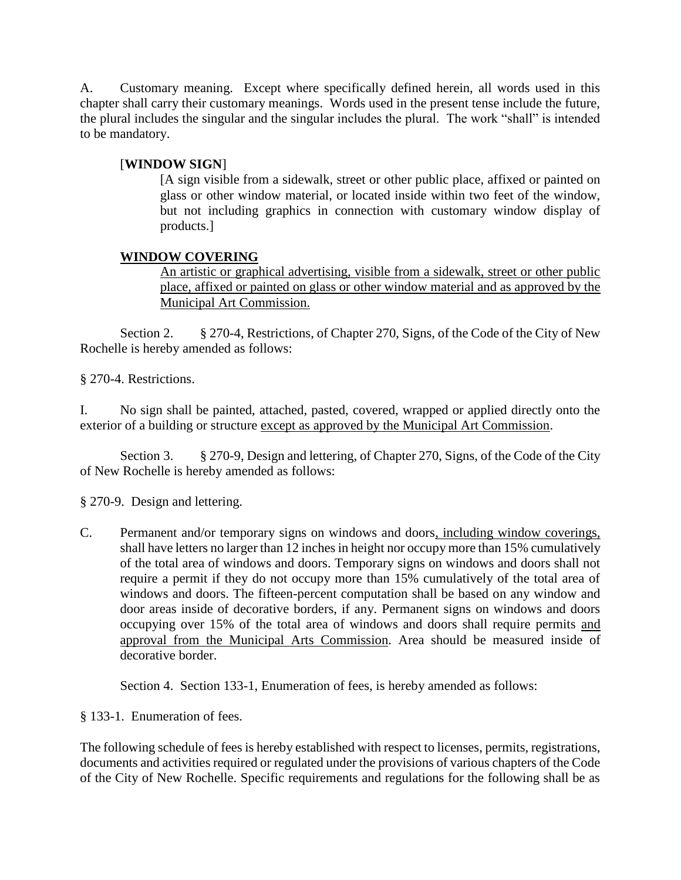A. Customary meaning. Except where specifically defined herein, all words used in this chapter shall carry their customary meanings. Words used in the present tense include the future, the plural includes the singular and the singular includes the plural. The work "shall" is intended to be mandatory.

[**WINDOW SIGN**]

[A sign visible from a sidewalk, street or other public place, affixed or painted on glass or other window material, or located inside within two feet of the window, but not including graphics in connection with customary window display of products.]

<u>**WINDOW COVERING**</u>

<u>An artistic or graphical advertising, visible from a sidewalk, street or other public place, affixed or painted on glass or other window material and as approved by the Municipal Art Commission.</u>

Section 2. § 270-4, Restrictions, of Chapter 270, Signs, of the Code of the City of New Rochelle is hereby amended as follows:

§ 270-4. Restrictions.

I. No sign shall be painted, attached, pasted, covered, wrapped or applied directly onto the exterior of a building or structure <u>except as approved by the Municipal Art Commission</u>.

Section 3. § 270-9, Design and lettering, of Chapter 270, Signs, of the Code of the City of New Rochelle is hereby amended as follows:

§ 270-9. Design and lettering.

C. Permanent and/or temporary signs on windows and doors<u>, including window coverings,</u> shall have letters no larger than 12 inches in height nor occupy more than 15% cumulatively of the total area of windows and doors. Temporary signs on windows and doors shall not require a permit if they do not occupy more than 15% cumulatively of the total area of windows and doors. The fifteen-percent computation shall be based on any window and door areas inside of decorative borders, if any. Permanent signs on windows and doors occupying over 15% of the total area of windows and doors shall require permits <u>and approval from the Municipal Arts Commission</u>. Area should be measured inside of decorative border.

Section 4. Section 133-1, Enumeration of fees, is hereby amended as follows:

§ 133-1. Enumeration of fees.

The following schedule of fees is hereby established with respect to licenses, permits, registrations, documents and activities required or regulated under the provisions of various chapters of the Code of the City of New Rochelle. Specific requirements and regulations for the following shall be as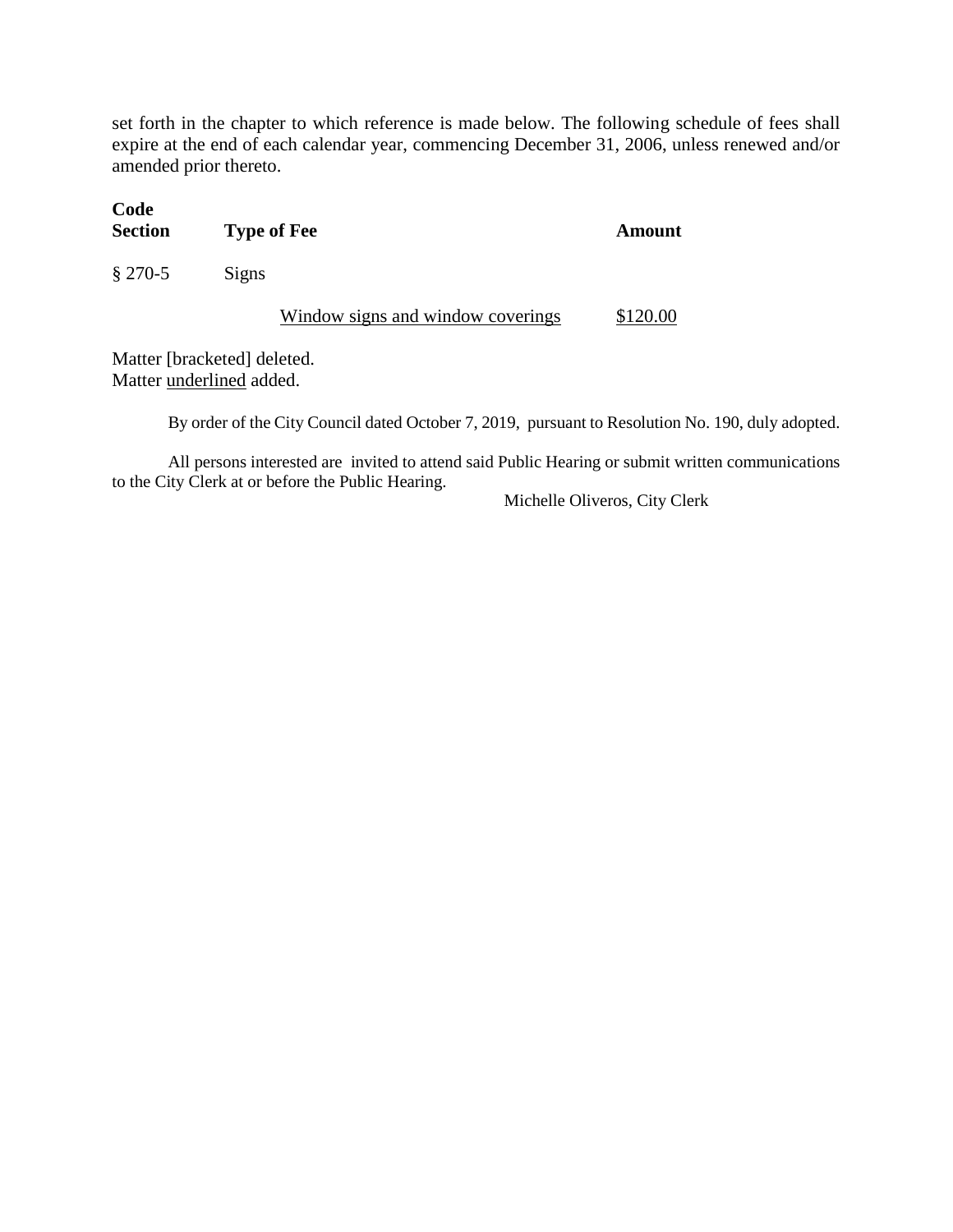set forth in the chapter to which reference is made below. The following schedule of fees shall expire at the end of each calendar year, commencing December 31, 2006, unless renewed and/or amended prior thereto.

| Code Section | Type of Fee | Amount |
|---|---|---|
| § 270-5 | Signs | |
| | <u>Window signs and window coverings</u> | <u>$120.00</u> |

Matter [bracketed] deleted.
Matter <u>underlined</u> added.

By order of the City Council dated October 7, 2019, pursuant to Resolution No. 190, duly adopted.

All persons interested are invited to attend said Public Hearing or submit written communications to the City Clerk at or before the Public Hearing.

Michelle Oliveros, City Clerk